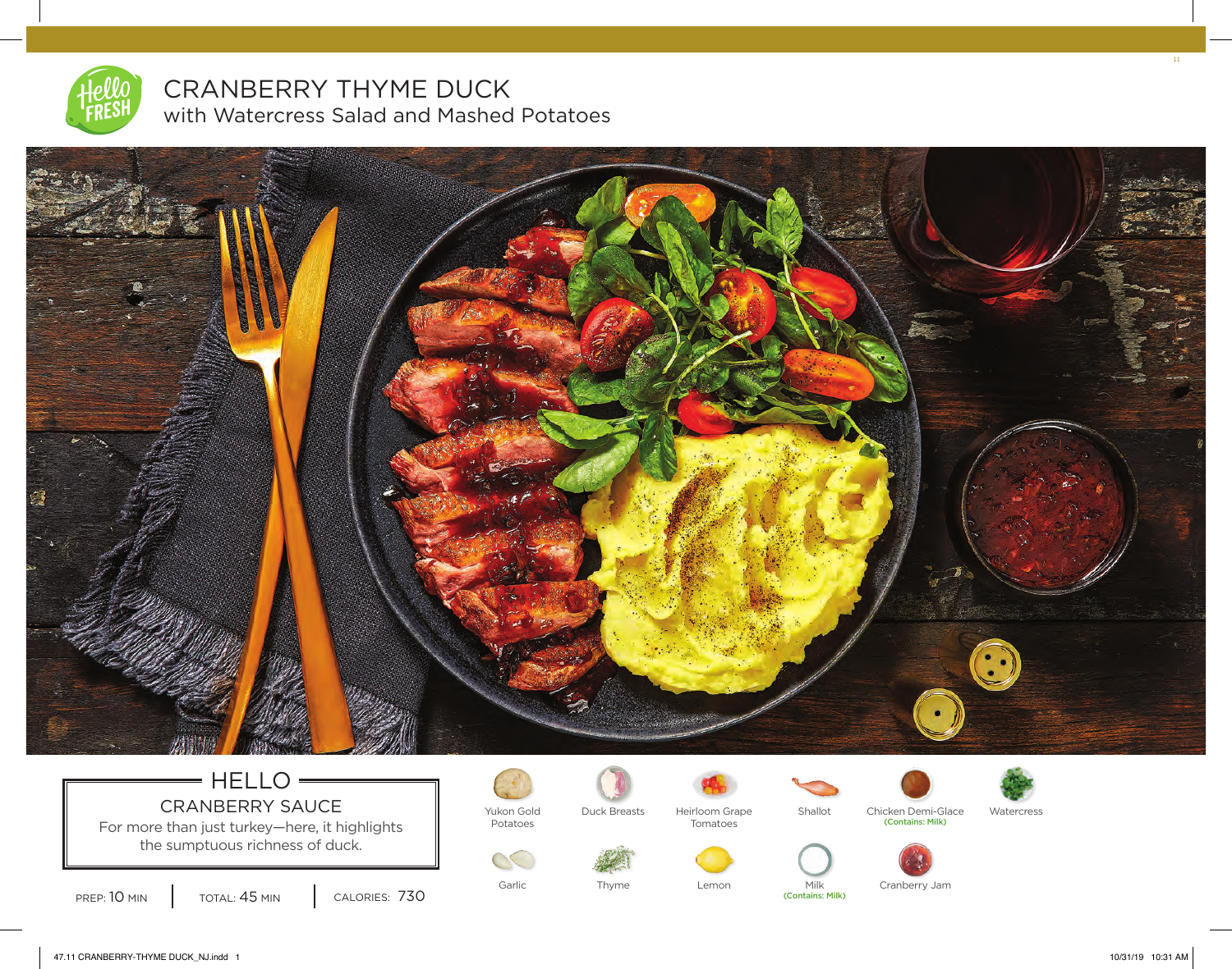# CRANBERRY THYME DUCK

## with Watercress Salad and Mashed Potatoes

### HELLO

**CRANBERRY SAUCE**

For more than just turkey—here, it highlights the sumptuous richness of duck.

PREP: 10 MIN | TOTAL: 45 MIN | CALORIES: 730

- Yukon Gold Potatoes
- Duck Breasts
- Heirloom Grape Tomatoes
- Shallot
- Chicken Demi-Glace (Contains: Milk)
- Watercress
- Garlic
- Thyme
- Lemon
- Milk (Contains: Milk)
- Cranberry Jam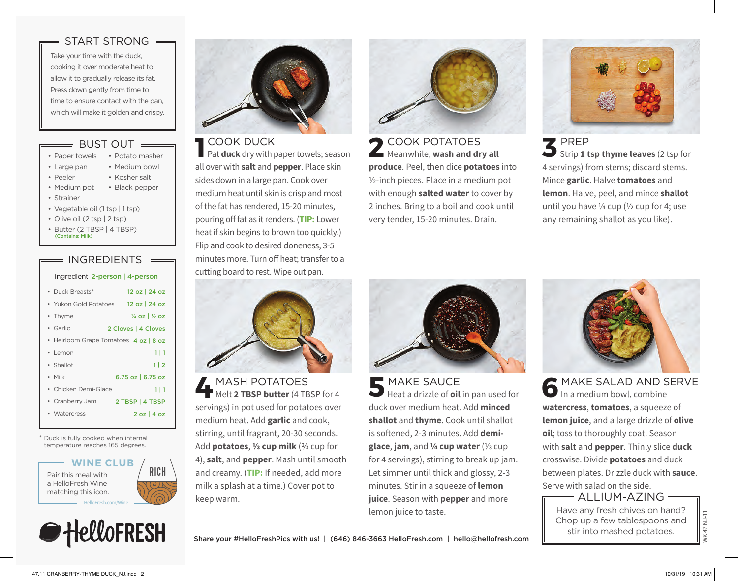## START STRONG

Take your time with the duck, cooking it over moderate heat to allow it to gradually release its fat. Press down gently from time to time to ensure contact with the pan, which will make it golden and crispy.

## BUST OUT

- Paper towels
- Large pan
- Peeler
- Medium pot
- Strainer
- Vegetable oil (1 tsp | 1 tsp)
- Olive oil (2 tsp | 2 tsp)
- Butter (2 TBSP | 4 TBSP) (Contains: Milk)
- Potato masher
- Medium bowl
- Kosher salt
- Black pepper

## INGREDIENTS

| Ingredient | 2-person \| 4-person |
|---|---|
| Duck Breasts* | 12 oz \| 24 oz |
| Yukon Gold Potatoes | 12 oz \| 24 oz |
| Thyme | ¼ oz \| ½ oz |
| Garlic | 2 Cloves \| 4 Cloves |
| Heirloom Grape Tomatoes | 4 oz \| 8 oz |
| Lemon | 1 \| 1 |
| Shallot | 1 \| 2 |
| Milk | 6.75 oz \| 6.75 oz |
| Chicken Demi-Glace | 1 \| 1 |
| Cranberry Jam | 2 TBSP \| 4 TBSP |
| Watercress | 2 oz \| 4 oz |

\* Duck is fully cooked when internal temperature reaches 165 degrees.

## WINE CLUB

Pair this meal with a HelloFresh Wine matching this icon.

RICH

HelloFresh.com/Wine

HelloFRESH

## 1 COOK DUCK

Pat **duck** dry with paper towels; season all over with **salt** and **pepper**. Place skin sides down in a large pan. Cook over medium heat until skin is crisp and most of the fat has rendered, 15-20 minutes, pouring off fat as it renders. (**TIP:** Lower heat if skin begins to brown too quickly.) Flip and cook to desired doneness, 3-5 minutes more. Turn off heat; transfer to a cutting board to rest. Wipe out pan.

## 2 COOK POTATOES

Meanwhile, **wash and dry all produce**. Peel, then dice **potatoes** into ½-inch pieces. Place in a medium pot with enough **salted water** to cover by 2 inches. Bring to a boil and cook until very tender, 15-20 minutes. Drain.

## 3 PREP

Strip **1 tsp thyme leaves** (2 tsp for 4 servings) from stems; discard stems. Mince **garlic**. Halve **tomatoes** and **lemon**. Halve, peel, and mince **shallot** until you have ¼ cup (½ cup for 4; use any remaining shallot as you like).

## 4 MASH POTATOES

Melt **2 TBSP butter** (4 TBSP for 4 servings) in pot used for potatoes over medium heat. Add **garlic** and cook, stirring, until fragrant, 20-30 seconds. Add **potatoes**, **⅓ cup milk** (⅔ cup for 4), **salt**, and **pepper**. Mash until smooth and creamy. (**TIP:** If needed, add more milk a splash at a time.) Cover pot to keep warm.

## 5 MAKE SAUCE

Heat a drizzle of **oil** in pan used for duck over medium heat. Add **minced shallot** and **thyme**. Cook until shallot is softened, 2-3 minutes. Add **demi-glace**, **jam**, and **¼ cup water** (⅓ cup for 4 servings), stirring to break up jam. Let simmer until thick and glossy, 2-3 minutes. Stir in a squeeze of **lemon juice**. Season with **pepper** and more lemon juice to taste.

## 6 MAKE SALAD AND SERVE

In a medium bowl, combine **watercress**, **tomatoes**, a squeeze of **lemon juice**, and a large drizzle of **olive oil**; toss to thoroughly coat. Season with **salt** and **pepper**. Thinly slice **duck** crosswise. Divide **potatoes** and duck between plates. Drizzle duck with **sauce**. Serve with salad on the side.

## ALLIUM-AZING

Have any fresh chives on hand? Chop up a few tablespoons and stir into mashed potatoes.

WK 47 NJ-11

Share your #HelloFreshPics with us! | (646) 846-3663 HelloFresh.com | hello@hellofresh.com